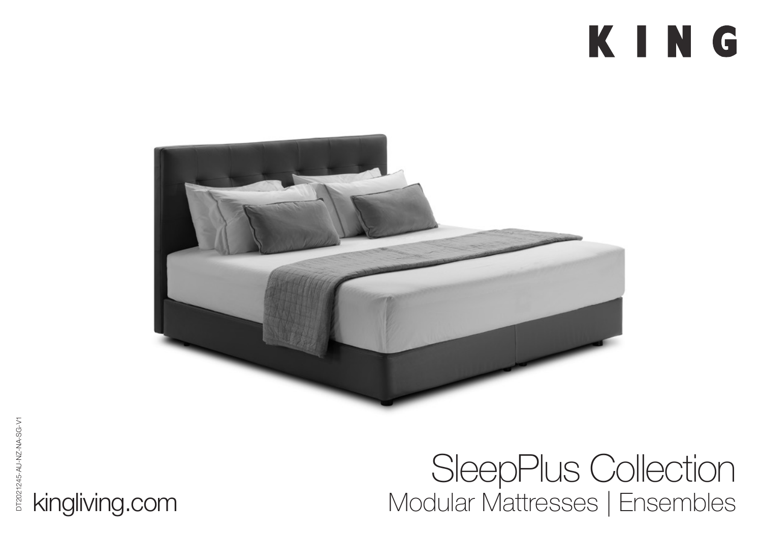# KING

# SleepPlus Collection

## Modular Mattresses | Ensembles

kingliving.com

DT2021245-AU-NZ-NA-SG-V1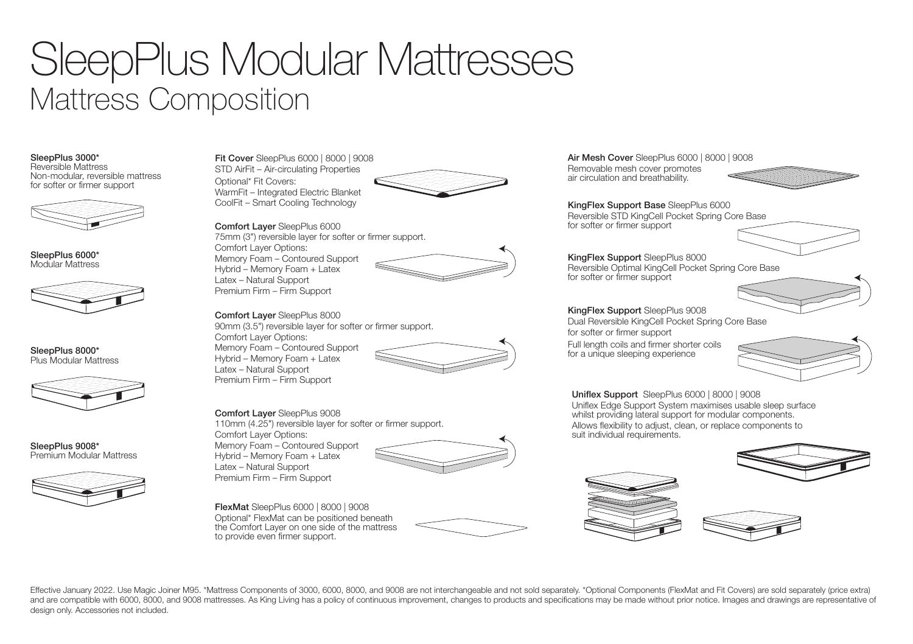# SleepPlus Modular Mattresses
## Mattress Composition

**SleepPlus 3000***
Reversible Mattress
Non-modular, reversible mattress for softer or firmer support

**SleepPlus 6000***
Modular Mattress

**SleepPlus 8000***
Plus Modular Mattress

**SleepPlus 9008***
Premium Modular Mattress

**Fit Cover** SleepPlus 6000 | 8000 | 9008
STD AirFit – Air-circulating Properties
Optional* Fit Covers:
WarmFit – Integrated Electric Blanket
CoolFit – Smart Cooling Technology

**Comfort Layer** SleepPlus 6000
75mm (3") reversible layer for softer or firmer support.
Comfort Layer Options:
Memory Foam – Contoured Support
Hybrid – Memory Foam + Latex
Latex – Natural Support
Premium Firm – Firm Support

**Comfort Layer** SleepPlus 8000
90mm (3.5") reversible layer for softer or firmer support.
Comfort Layer Options:
Memory Foam – Contoured Support
Hybrid – Memory Foam + Latex
Latex – Natural Support
Premium Firm – Firm Support

**Comfort Layer** SleepPlus 9008
110mm (4.25") reversible layer for softer or firmer support.
Comfort Layer Options:
Memory Foam – Contoured Support
Hybrid – Memory Foam + Latex
Latex – Natural Support
Premium Firm – Firm Support

**FlexMat** SleepPlus 6000 | 8000 | 9008
Optional* FlexMat can be positioned beneath the Comfort Layer on one side of the mattress to provide even firmer support.

**Air Mesh Cover** SleepPlus 6000 | 8000 | 9008
Removable mesh cover promotes air circulation and breathability.

**KingFlex Support Base** SleepPlus 6000
Reversible STD KingCell Pocket Spring Core Base for softer or firmer support

**KingFlex Support** SleepPlus 8000
Reversible Optimal KingCell Pocket Spring Core Base for softer or firmer support

**KingFlex Support** SleepPlus 9008
Dual Reversible KingCell Pocket Spring Core Base for softer or firmer support
Full length coils and firmer shorter coils for a unique sleeping experience

**Uniflex Support** SleepPlus 6000 | 8000 | 9008
Uniflex Edge Support System maximises usable sleep surface whilst providing lateral support for modular components.
Allows flexibility to adjust, clean, or replace components to suit individual requirements.

Effective January 2022. Use Magic Joiner M95. *Mattress Components of 3000, 6000, 8000, and 9008 are not interchangeable and not sold separately. *Optional Components (FlexMat and Fit Covers) are sold separately (price extra) and are compatible with 6000, 8000, and 9008 mattresses. As King Living has a policy of continuous improvement, changes to products and specifications may be made without prior notice. Images and drawings are representative of design only. Accessories not included.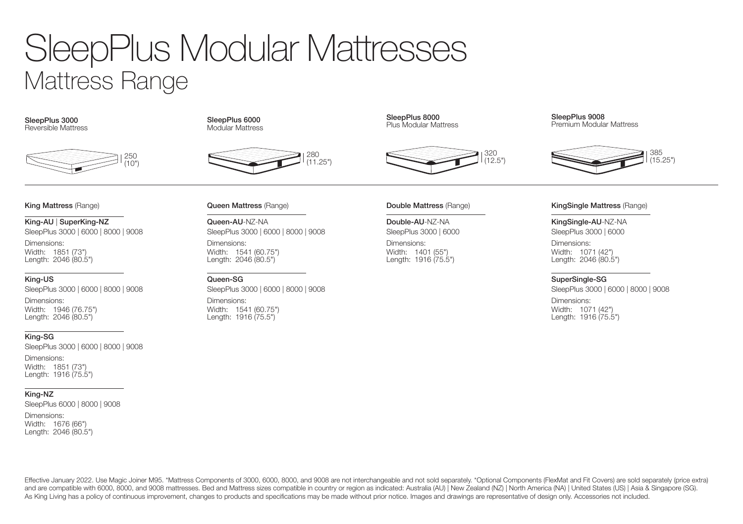# SleepPlus Modular Mattresses

## Mattress Range

**SleepPlus 3000**
Reversible Mattress

250
(10")

**SleepPlus 6000**
Modular Mattress

280
(11.25")

**SleepPlus 8000**
Plus Modular Mattress

320
(12.5")

**SleepPlus 9008**
Premium Modular Mattress

385
(15.25")

---

**King Mattress** (Range)

**King-AU** | **SuperKing-NZ**
SleepPlus 3000 | 6000 | 8000 | 9008

Dimensions:
Width: 1851 (73")
Length: 2046 (80.5")

**King-US**
SleepPlus 3000 | 6000 | 8000 | 9008

Dimensions:
Width: 1946 (76.75")
Length: 2046 (80.5")

**King-SG**
SleepPlus 3000 | 6000 | 8000 | 9008

Dimensions:
Width: 1851 (73")
Length: 1916 (75.5")

**King-NZ**
SleepPlus 6000 | 8000 | 9008

Dimensions:
Width: 1676 (66")
Length: 2046 (80.5")

**Queen Mattress** (Range)

**Queen-AU**-NZ-NA
SleepPlus 3000 | 6000 | 8000 | 9008

Dimensions:
Width: 1541 (60.75")
Length: 2046 (80.5")

**Queen-SG**
SleepPlus 3000 | 6000 | 8000 | 9008

Dimensions:
Width: 1541 (60.75")
Length: 1916 (75.5")

**Double Mattress** (Range)

**Double-AU**-NZ-NA
SleepPlus 3000 | 6000

Dimensions:
Width: 1401 (55")
Length: 1916 (75.5")

**KingSingle Mattress** (Range)

**KingSingle-AU**-NZ-NA
SleepPlus 3000 | 6000

Dimensions:
Width: 1071 (42")
Length: 2046 (80.5")

**SuperSingle-SG**
SleepPlus 3000 | 6000 | 8000 | 9008

Dimensions:
Width: 1071 (42")
Length: 1916 (75.5")

Effective January 2022. Use Magic Joiner M95. *Mattress Components of 3000, 6000, 8000, and 9008 are not interchangeable and not sold separately. *Optional Components (FlexMat and Fit Covers) are sold separately (price extra) and are compatible with 6000, 8000, and 9008 mattresses. Bed and Mattress sizes compatible in country or region as indicated: Australia (AU) | New Zealand (NZ) | North America (NA) | United States (US) | Asia & Singapore (SG). As King Living has a policy of continuous improvement, changes to products and specifications may be made without prior notice. Images and drawings are representative of design only. Accessories not included.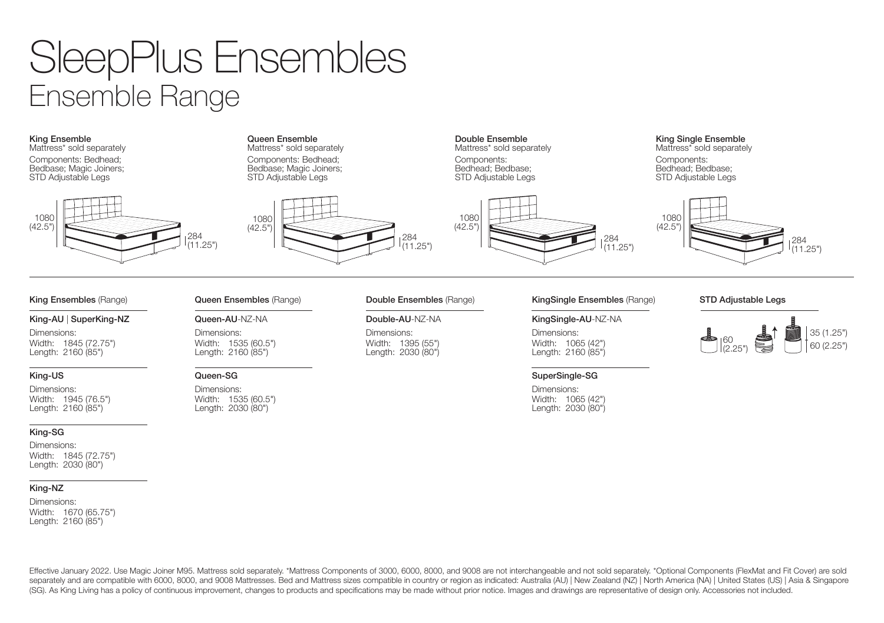# SleepPlus Ensembles

## Ensemble Range

**King Ensemble**
Mattress* sold separately
Components: Bedhead; Bedbase; Magic Joiners; STD Adjustable Legs

1080 (42.5")
284 (11.25")

**Queen Ensemble**
Mattress* sold separately
Components: Bedhead; Bedbase; Magic Joiners; STD Adjustable Legs

1080 (42.5")
284 (11.25")

**Double Ensemble**
Mattress* sold separately
Components: Bedhead; Bedbase; STD Adjustable Legs

1080 (42.5")
284 (11.25")

**King Single Ensemble**
Mattress* sold separately
Components: Bedhead; Bedbase; STD Adjustable Legs

1080 (42.5")
284 (11.25")

---

**King Ensembles** (Range)

**King-AU** | **SuperKing-NZ**
Dimensions:
Width: 1845 (72.75")
Length: 2160 (85")

**King-US**
Dimensions:
Width: 1945 (76.5")
Length: 2160 (85")

**King-SG**
Dimensions:
Width: 1845 (72.75")
Length: 2030 (80")

**King-NZ**
Dimensions:
Width: 1670 (65.75")
Length: 2160 (85")

**Queen Ensembles** (Range)

**Queen-AU**-NZ-NA
Dimensions:
Width: 1535 (60.5")
Length: 2160 (85")

**Queen-SG**
Dimensions:
Width: 1535 (60.5")
Length: 2030 (80")

**Double Ensembles** (Range)

**Double-AU**-NZ-NA
Dimensions:
Width: 1395 (55")
Length: 2030 (80")

**KingSingle Ensembles** (Range)

**KingSingle-AU**-NZ-NA
Dimensions:
Width: 1065 (42")
Length: 2160 (85")

**SuperSingle-SG**
Dimensions:
Width: 1065 (42")
Length: 2030 (80")

**STD Adjustable Legs**

60 (2.25")
35 (1.25")
60 (2.25")

Effective January 2022. Use Magic Joiner M95. Mattress sold separately. *Mattress Components of 3000, 6000, 8000, and 9008 are not interchangeable and not sold separately. *Optional Components (FlexMat and Fit Cover) are sold separately and are compatible with 6000, 8000, and 9008 Mattresses. Bed and Mattress sizes compatible in country or region as indicated: Australia (AU) | New Zealand (NZ) | North America (NA) | United States (US) | Asia & Singapore (SG). As King Living has a policy of continuous improvement, changes to products and specifications may be made without prior notice. Images and drawings are representative of design only. Accessories not included.